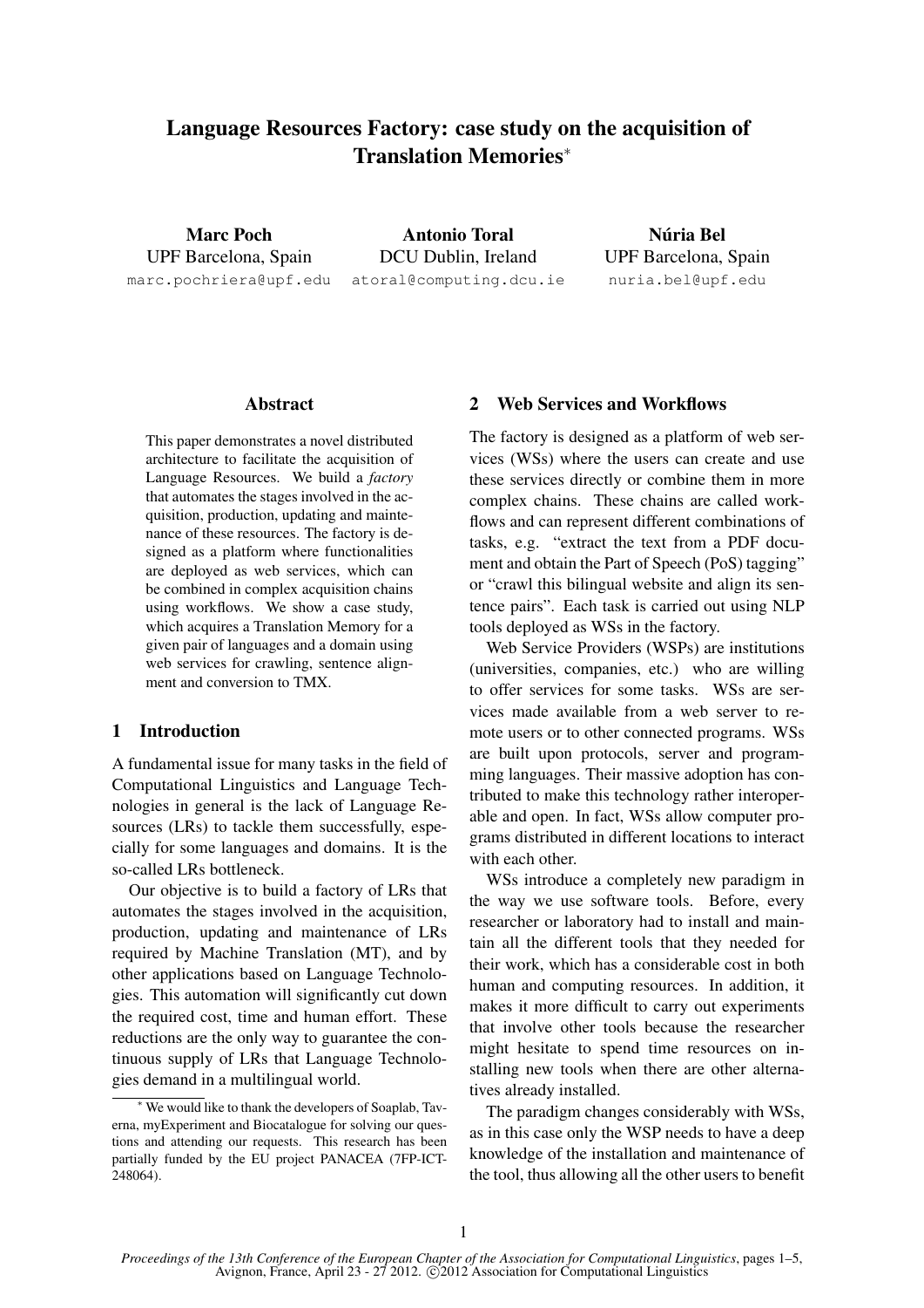# Language Resources Factory: case study on the acquisition of Translation Memories*

**Marc Poch**
UPF Barcelona, Spain
marc.pochriera@upf.edu

**Antonio Toral**
DCU Dublin, Ireland
atoral@computing.dcu.ie

**Núria Bel**
UPF Barcelona, Spain
nuria.bel@upf.edu

## Abstract

This paper demonstrates a novel distributed architecture to facilitate the acquisition of Language Resources. We build a *factory* that automates the stages involved in the acquisition, production, updating and maintenance of these resources. The factory is designed as a platform where functionalities are deployed as web services, which can be combined in complex acquisition chains using workflows. We show a case study, which acquires a Translation Memory for a given pair of languages and a domain using web services for crawling, sentence alignment and conversion to TMX.

## 1 Introduction

A fundamental issue for many tasks in the field of Computational Linguistics and Language Technologies in general is the lack of Language Resources (LRs) to tackle them successfully, especially for some languages and domains. It is the so-called LRs bottleneck.

Our objective is to build a factory of LRs that automates the stages involved in the acquisition, production, updating and maintenance of LRs required by Machine Translation (MT), and by other applications based on Language Technologies. This automation will significantly cut down the required cost, time and human effort. These reductions are the only way to guarantee the continuous supply of LRs that Language Technologies demand in a multilingual world.

## 2 Web Services and Workflows

The factory is designed as a platform of web services (WSs) where the users can create and use these services directly or combine them in more complex chains. These chains are called workflows and can represent different combinations of tasks, e.g. "extract the text from a PDF document and obtain the Part of Speech (PoS) tagging" or "crawl this bilingual website and align its sentence pairs". Each task is carried out using NLP tools deployed as WSs in the factory.

Web Service Providers (WSPs) are institutions (universities, companies, etc.) who are willing to offer services for some tasks. WSs are services made available from a web server to remote users or to other connected programs. WSs are built upon protocols, server and programming languages. Their massive adoption has contributed to make this technology rather interoperable and open. In fact, WSs allow computer programs distributed in different locations to interact with each other.

WSs introduce a completely new paradigm in the way we use software tools. Before, every researcher or laboratory had to install and maintain all the different tools that they needed for their work, which has a considerable cost in both human and computing resources. In addition, it makes it more difficult to carry out experiments that involve other tools because the researcher might hesitate to spend time resources on installing new tools when there are other alternatives already installed.

The paradigm changes considerably with WSs, as in this case only the WSP needs to have a deep knowledge of the installation and maintenance of the tool, thus allowing all the other users to benefit

---

* We would like to thank the developers of Soaplab, Taverna, myExperiment and Biocatalogue for solving our questions and attending our requests. This research has been partially funded by the EU project PANACEA (7FP-ICT-248064).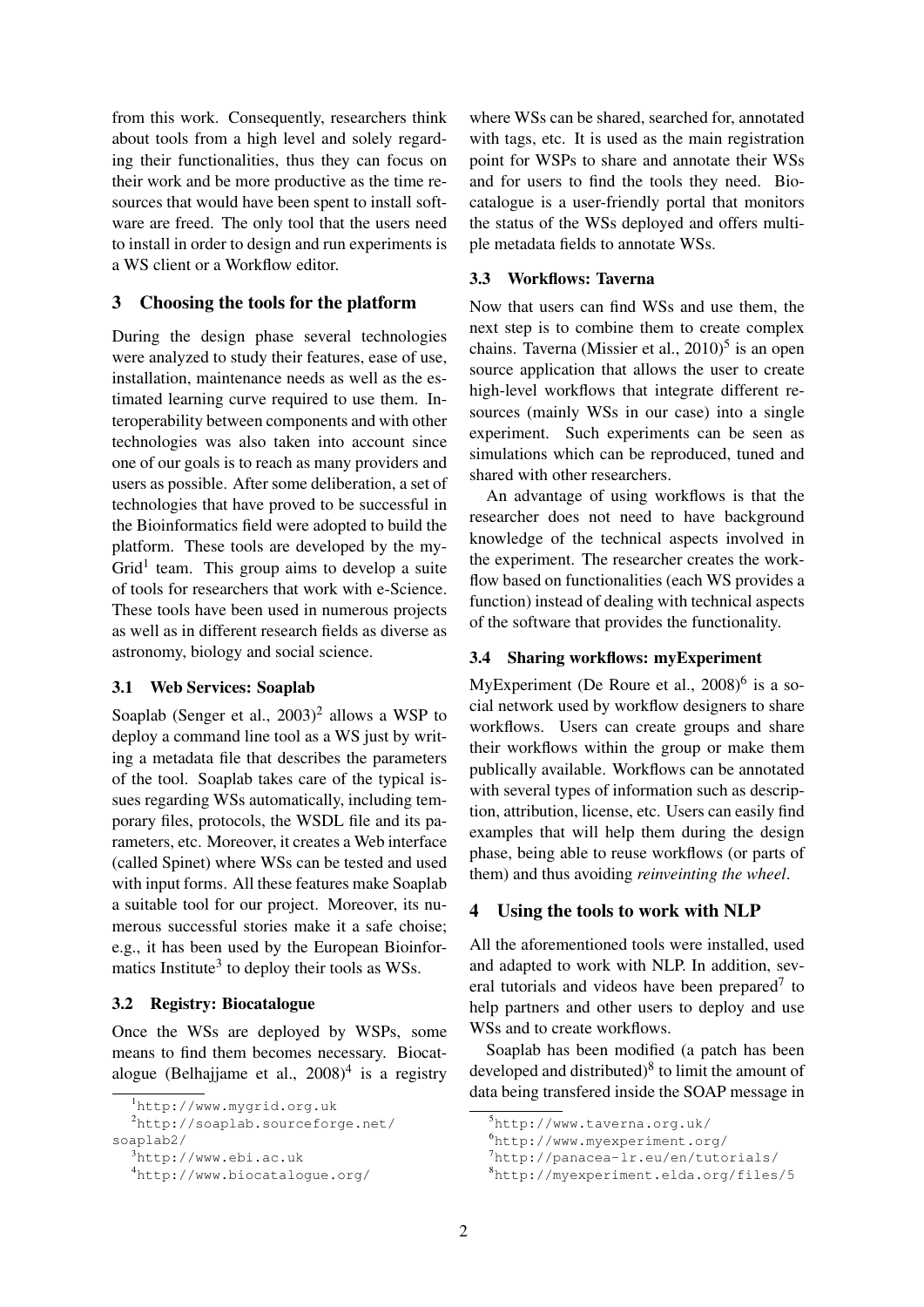from this work. Consequently, researchers think about tools from a high level and solely regarding their functionalities, thus they can focus on their work and be more productive as the time resources that would have been spent to install software are freed. The only tool that the users need to install in order to design and run experiments is a WS client or a Workflow editor.

## 3 Choosing the tools for the platform

During the design phase several technologies were analyzed to study their features, ease of use, installation, maintenance needs as well as the estimated learning curve required to use them. Interoperability between components and with other technologies was also taken into account since one of our goals is to reach as many providers and users as possible. After some deliberation, a set of technologies that have proved to be successful in the Bioinformatics field were adopted to build the platform. These tools are developed by the myGrid[1] team. This group aims to develop a suite of tools for researchers that work with e-Science. These tools have been used in numerous projects as well as in different research fields as diverse as astronomy, biology and social science.

### 3.1 Web Services: Soaplab

Soaplab (Senger et al., 2003)[2] allows a WSP to deploy a command line tool as a WS just by writing a metadata file that describes the parameters of the tool. Soaplab takes care of the typical issues regarding WSs automatically, including temporary files, protocols, the WSDL file and its parameters, etc. Moreover, it creates a Web interface (called Spinet) where WSs can be tested and used with input forms. All these features make Soaplab a suitable tool for our project. Moreover, its numerous successful stories make it a safe choise; e.g., it has been used by the European Bioinformatics Institute[3] to deploy their tools as WSs.

### 3.2 Registry: Biocatalogue

Once the WSs are deployed by WSPs, some means to find them becomes necessary. Biocatalogue (Belhajjame et al., 2008)[4] is a registry where WSs can be shared, searched for, annotated with tags, etc. It is used as the main registration point for WSPs to share and annotate their WSs and for users to find the tools they need. Biocatalogue is a user-friendly portal that monitors the status of the WSs deployed and offers multiple metadata fields to annotate WSs.

### 3.3 Workflows: Taverna

Now that users can find WSs and use them, the next step is to combine them to create complex chains. Taverna (Missier et al., 2010)[5] is an open source application that allows the user to create high-level workflows that integrate different resources (mainly WSs in our case) into a single experiment. Such experiments can be seen as simulations which can be reproduced, tuned and shared with other researchers.

An advantage of using workflows is that the researcher does not need to have background knowledge of the technical aspects involved in the experiment. The researcher creates the workflow based on functionalities (each WS provides a function) instead of dealing with technical aspects of the software that provides the functionality.

### 3.4 Sharing workflows: myExperiment

MyExperiment (De Roure et al., 2008)[6] is a social network used by workflow designers to share workflows. Users can create groups and share their workflows within the group or make them publically available. Workflows can be annotated with several types of information such as description, attribution, license, etc. Users can easily find examples that will help them during the design phase, being able to reuse workflows (or parts of them) and thus avoiding *reinveinting the wheel*.

## 4 Using the tools to work with NLP

All the aforementioned tools were installed, used and adapted to work with NLP. In addition, several tutorials and videos have been prepared[7] to help partners and other users to deploy and use WSs and to create workflows.

Soaplab has been modified (a patch has been developed and distributed)[8] to limit the amount of data being transfered inside the SOAP message in

[1] http://www.mygrid.org.uk
[2] http://soaplab.sourceforge.net/soaplab2/
[3] http://www.ebi.ac.uk
[4] http://www.biocatalogue.org/
[5] http://www.taverna.org.uk/
[6] http://www.myexperiment.org/
[7] http://panacea-lr.eu/en/tutorials/
[8] http://myexperiment.elda.org/files/5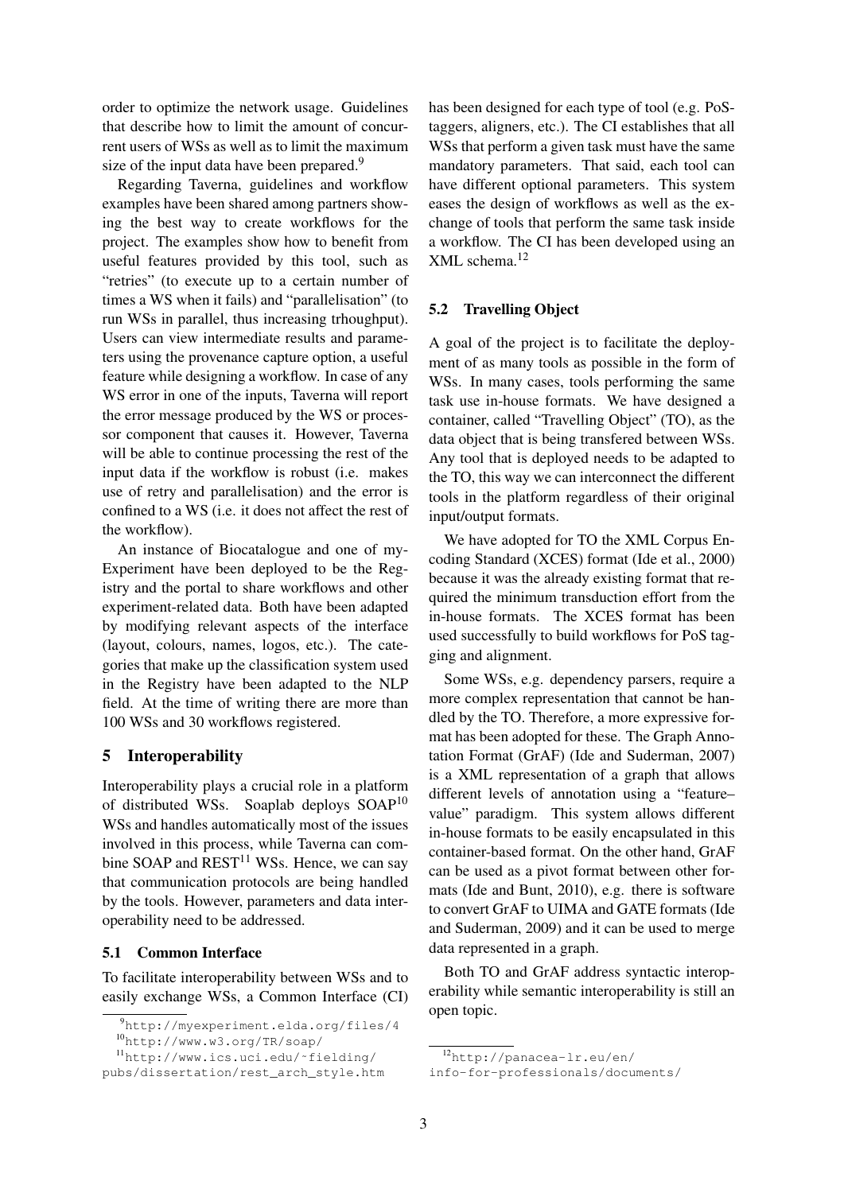order to optimize the network usage. Guidelines that describe how to limit the amount of concurrent users of WSs as well as to limit the maximum size of the input data have been prepared.[9]

Regarding Taverna, guidelines and workflow examples have been shared among partners showing the best way to create workflows for the project. The examples show how to benefit from useful features provided by this tool, such as "retries" (to execute up to a certain number of times a WS when it fails) and "parallelisation" (to run WSs in parallel, thus increasing trhoughput). Users can view intermediate results and parameters using the provenance capture option, a useful feature while designing a workflow. In case of any WS error in one of the inputs, Taverna will report the error message produced by the WS or processor component that causes it. However, Taverna will be able to continue processing the rest of the input data if the workflow is robust (i.e. makes use of retry and parallelisation) and the error is confined to a WS (i.e. it does not affect the rest of the workflow).

An instance of Biocatalogue and one of myExperiment have been deployed to be the Registry and the portal to share workflows and other experiment-related data. Both have been adapted by modifying relevant aspects of the interface (layout, colours, names, logos, etc.). The categories that make up the classification system used in the Registry have been adapted to the NLP field. At the time of writing there are more than 100 WSs and 30 workflows registered.

## 5 Interoperability

Interoperability plays a crucial role in a platform of distributed WSs. Soaplab deploys SOAP[10] WSs and handles automatically most of the issues involved in this process, while Taverna can combine SOAP and REST[11] WSs. Hence, we can say that communication protocols are being handled by the tools. However, parameters and data interoperability need to be addressed.

### 5.1 Common Interface

To facilitate interoperability between WSs and to easily exchange WSs, a Common Interface (CI) has been designed for each type of tool (e.g. PoS-taggers, aligners, etc.). The CI establishes that all WSs that perform a given task must have the same mandatory parameters. That said, each tool can have different optional parameters. This system eases the design of workflows as well as the exchange of tools that perform the same task inside a workflow. The CI has been developed using an XML schema.[12]

### 5.2 Travelling Object

A goal of the project is to facilitate the deployment of as many tools as possible in the form of WSs. In many cases, tools performing the same task use in-house formats. We have designed a container, called "Travelling Object" (TO), as the data object that is being transfered between WSs. Any tool that is deployed needs to be adapted to the TO, this way we can interconnect the different tools in the platform regardless of their original input/output formats.

We have adopted for TO the XML Corpus Encoding Standard (XCES) format (Ide et al., 2000) because it was the already existing format that required the minimum transduction effort from the in-house formats. The XCES format has been used successfully to build workflows for PoS tagging and alignment.

Some WSs, e.g. dependency parsers, require a more complex representation that cannot be handled by the TO. Therefore, a more expressive format has been adopted for these. The Graph Annotation Format (GrAF) (Ide and Suderman, 2007) is a XML representation of a graph that allows different levels of annotation using a "feature–value" paradigm. This system allows different in-house formats to be easily encapsulated in this container-based format. On the other hand, GrAF can be used as a pivot format between other formats (Ide and Bunt, 2010), e.g. there is software to convert GrAF to UIMA and GATE formats (Ide and Suderman, 2009) and it can be used to merge data represented in a graph.

Both TO and GrAF address syntactic interoperability while semantic interoperability is still an open topic.

[9] http://myexperiment.elda.org/files/4

[10] http://www.w3.org/TR/soap/

[11] http://www.ics.uci.edu/~fielding/pubs/dissertation/rest_arch_style.htm

[12] http://panacea-lr.eu/en/info-for-professionals/documents/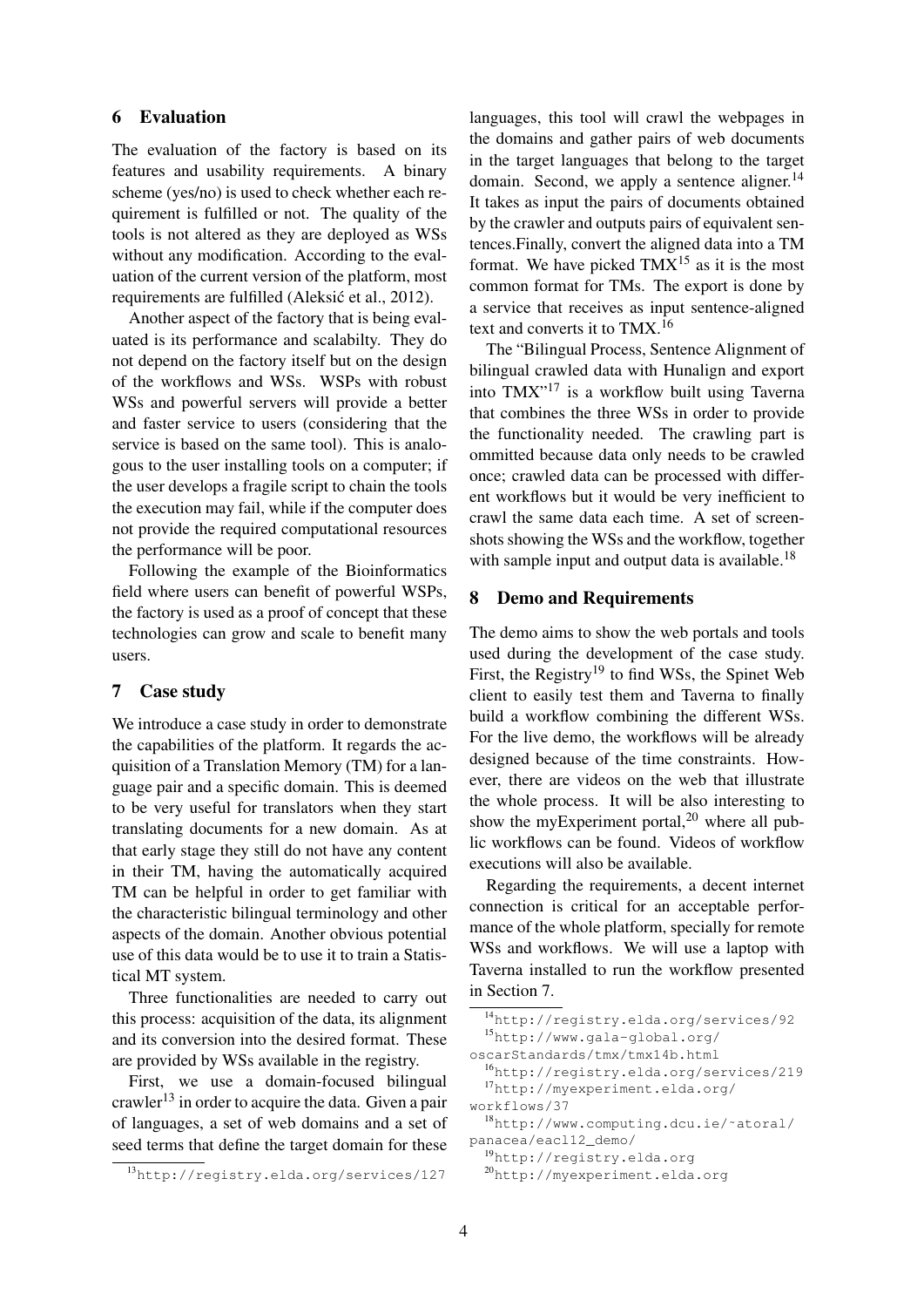## 6 Evaluation

The evaluation of the factory is based on its features and usability requirements. A binary scheme (yes/no) is used to check whether each requirement is fulfilled or not. The quality of the tools is not altered as they are deployed as WSs without any modification. According to the evaluation of the current version of the platform, most requirements are fulfilled (Aleksić et al., 2012).

Another aspect of the factory that is being evaluated is its performance and scalabilty. They do not depend on the factory itself but on the design of the workflows and WSs. WSPs with robust WSs and powerful servers will provide a better and faster service to users (considering that the service is based on the same tool). This is analogous to the user installing tools on a computer; if the user develops a fragile script to chain the tools the execution may fail, while if the computer does not provide the required computational resources the performance will be poor.

Following the example of the Bioinformatics field where users can benefit of powerful WSPs, the factory is used as a proof of concept that these technologies can grow and scale to benefit many users.

## 7 Case study

We introduce a case study in order to demonstrate the capabilities of the platform. It regards the acquisition of a Translation Memory (TM) for a language pair and a specific domain. This is deemed to be very useful for translators when they start translating documents for a new domain. As at that early stage they still do not have any content in their TM, having the automatically acquired TM can be helpful in order to get familiar with the characteristic bilingual terminology and other aspects of the domain. Another obvious potential use of this data would be to use it to train a Statistical MT system.

Three functionalities are needed to carry out this process: acquisition of the data, its alignment and its conversion into the desired format. These are provided by WSs available in the registry.

First, we use a domain-focused bilingual crawler[13] in order to acquire the data. Given a pair of languages, a set of web domains and a set of seed terms that define the target domain for these languages, this tool will crawl the webpages in the domains and gather pairs of web documents in the target languages that belong to the target domain. Second, we apply a sentence aligner.[14] It takes as input the pairs of documents obtained by the crawler and outputs pairs of equivalent sentences.Finally, convert the aligned data into a TM format. We have picked TMX[15] as it is the most common format for TMs. The export is done by a service that receives as input sentence-aligned text and converts it to TMX.[16]

The "Bilingual Process, Sentence Alignment of bilingual crawled data with Hunalign and export into TMX"[17] is a workflow built using Taverna that combines the three WSs in order to provide the functionality needed. The crawling part is ommitted because data only needs to be crawled once; crawled data can be processed with different workflows but it would be very inefficient to crawl the same data each time. A set of screenshots showing the WSs and the workflow, together with sample input and output data is available.[18]

## 8 Demo and Requirements

The demo aims to show the web portals and tools used during the development of the case study. First, the Registry[19] to find WSs, the Spinet Web client to easily test them and Taverna to finally build a workflow combining the different WSs. For the live demo, the workflows will be already designed because of the time constraints. However, there are videos on the web that illustrate the whole process. It will be also interesting to show the myExperiment portal,[20] where all public workflows can be found. Videos of workflow executions will also be available.

Regarding the requirements, a decent internet connection is critical for an acceptable performance of the whole platform, specially for remote WSs and workflows. We will use a laptop with Taverna installed to run the workflow presented in Section 7.

[13] http://registry.elda.org/services/127

[14] http://registry.elda.org/services/92

[15] http://www.gala-global.org/oscarStandards/tmx/tmx14b.html

[16] http://registry.elda.org/services/219

[17] http://myexperiment.elda.org/workflows/37

[18] http://www.computing.dcu.ie/~atoral/panacea/eacl12_demo/

[19] http://registry.elda.org

[20] http://myexperiment.elda.org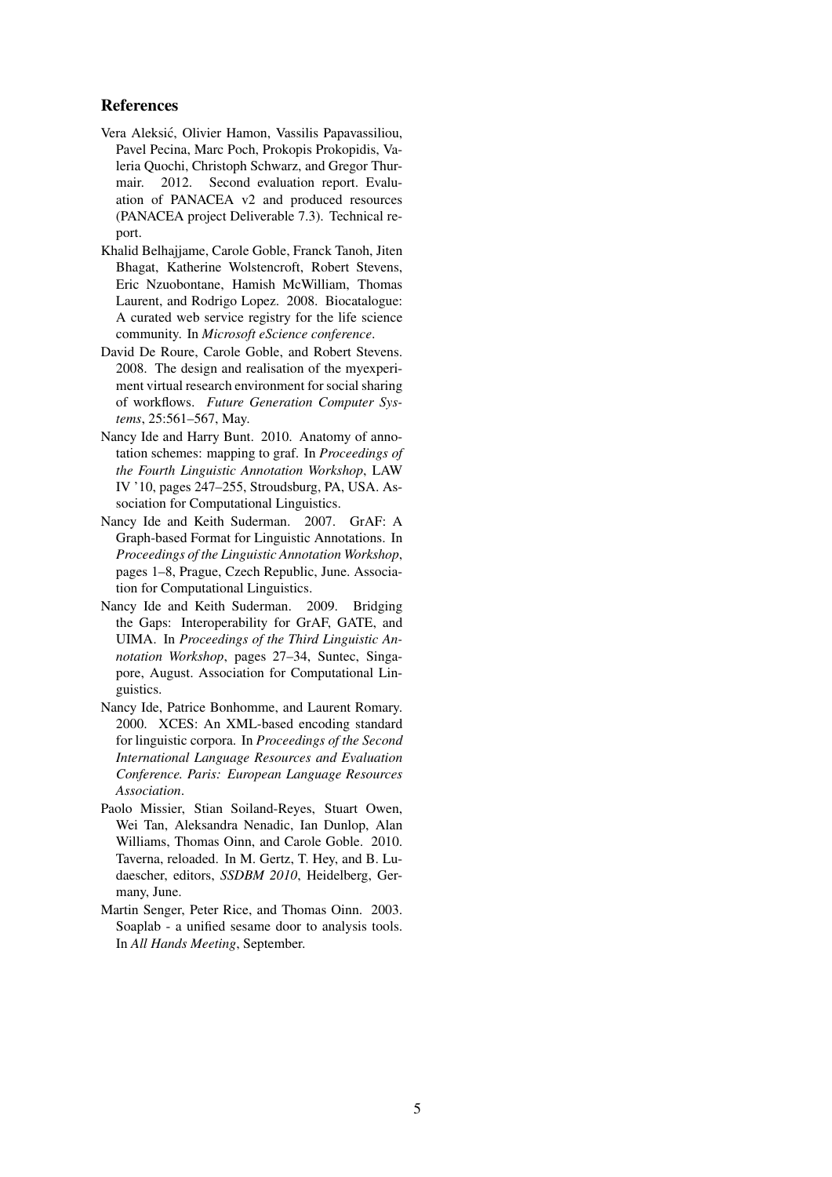## References

Vera Aleksić, Olivier Hamon, Vassilis Papavassiliou, Pavel Pecina, Marc Poch, Prokopis Prokopidis, Valeria Quochi, Christoph Schwarz, and Gregor Thurmair. 2012. Second evaluation report. Evaluation of PANACEA v2 and produced resources (PANACEA project Deliverable 7.3). Technical report.

Khalid Belhajjame, Carole Goble, Franck Tanoh, Jiten Bhagat, Katherine Wolstencroft, Robert Stevens, Eric Nzuobontane, Hamish McWilliam, Thomas Laurent, and Rodrigo Lopez. 2008. Biocatalogue: A curated web service registry for the life science community. In *Microsoft eScience conference*.

David De Roure, Carole Goble, and Robert Stevens. 2008. The design and realisation of the myexperiment virtual research environment for social sharing of workflows. *Future Generation Computer Systems*, 25:561–567, May.

Nancy Ide and Harry Bunt. 2010. Anatomy of annotation schemes: mapping to graf. In *Proceedings of the Fourth Linguistic Annotation Workshop*, LAW IV '10, pages 247–255, Stroudsburg, PA, USA. Association for Computational Linguistics.

Nancy Ide and Keith Suderman. 2007. GrAF: A Graph-based Format for Linguistic Annotations. In *Proceedings of the Linguistic Annotation Workshop*, pages 1–8, Prague, Czech Republic, June. Association for Computational Linguistics.

Nancy Ide and Keith Suderman. 2009. Bridging the Gaps: Interoperability for GrAF, GATE, and UIMA. In *Proceedings of the Third Linguistic Annotation Workshop*, pages 27–34, Suntec, Singapore, August. Association for Computational Linguistics.

Nancy Ide, Patrice Bonhomme, and Laurent Romary. 2000. XCES: An XML-based encoding standard for linguistic corpora. In *Proceedings of the Second International Language Resources and Evaluation Conference. Paris: European Language Resources Association*.

Paolo Missier, Stian Soiland-Reyes, Stuart Owen, Wei Tan, Aleksandra Nenadic, Ian Dunlop, Alan Williams, Thomas Oinn, and Carole Goble. 2010. Taverna, reloaded. In M. Gertz, T. Hey, and B. Ludaescher, editors, *SSDBM 2010*, Heidelberg, Germany, June.

Martin Senger, Peter Rice, and Thomas Oinn. 2003. Soaplab - a unified sesame door to analysis tools. In *All Hands Meeting*, September.